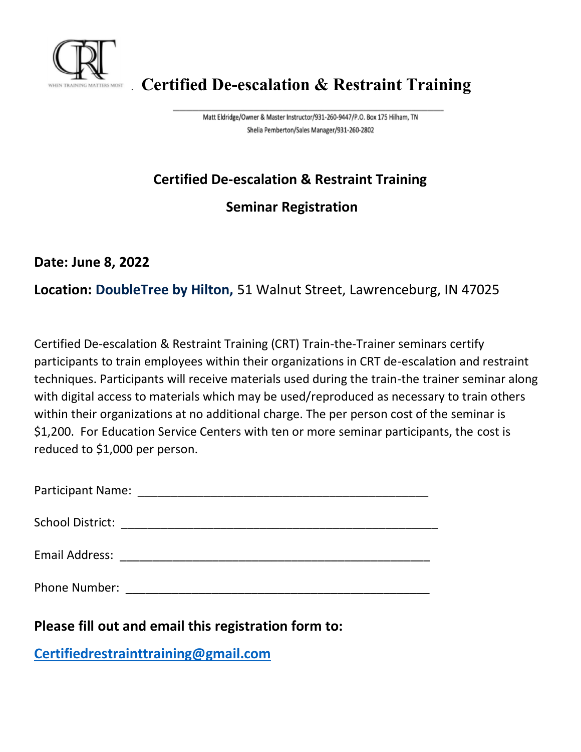CRT
WHEN TRAINING MATTERS MOST

# Certified De-escalation & Restraint Training

Matt Eldridge/Owner & Master Instructor/931-260-9447/P.O. Box 175 Hilham, TN
Shelia Pemberton/Sales Manager/931-260-2802

## Certified De-escalation & Restraint Training

## Seminar Registration

**Date: June 8, 2022**

**Location: DoubleTree by Hilton,** 51 Walnut Street, Lawrenceburg, IN 47025

Certified De-escalation & Restraint Training (CRT) Train-the-Trainer seminars certify participants to train employees within their organizations in CRT de-escalation and restraint techniques. Participants will receive materials used during the train-the trainer seminar along with digital access to materials which may be used/reproduced as necessary to train others within their organizations at no additional charge. The per person cost of the seminar is $1,200. For Education Service Centers with ten or more seminar participants, the cost is reduced to $1,000 per person.

Participant Name: _______________________________________________

School District: __________________________________________________

Email Address: _________________________________________________

Phone Number: _________________________________________________

**Please fill out and email this registration form to:**

**Certifiedrestrainttraining@gmail.com**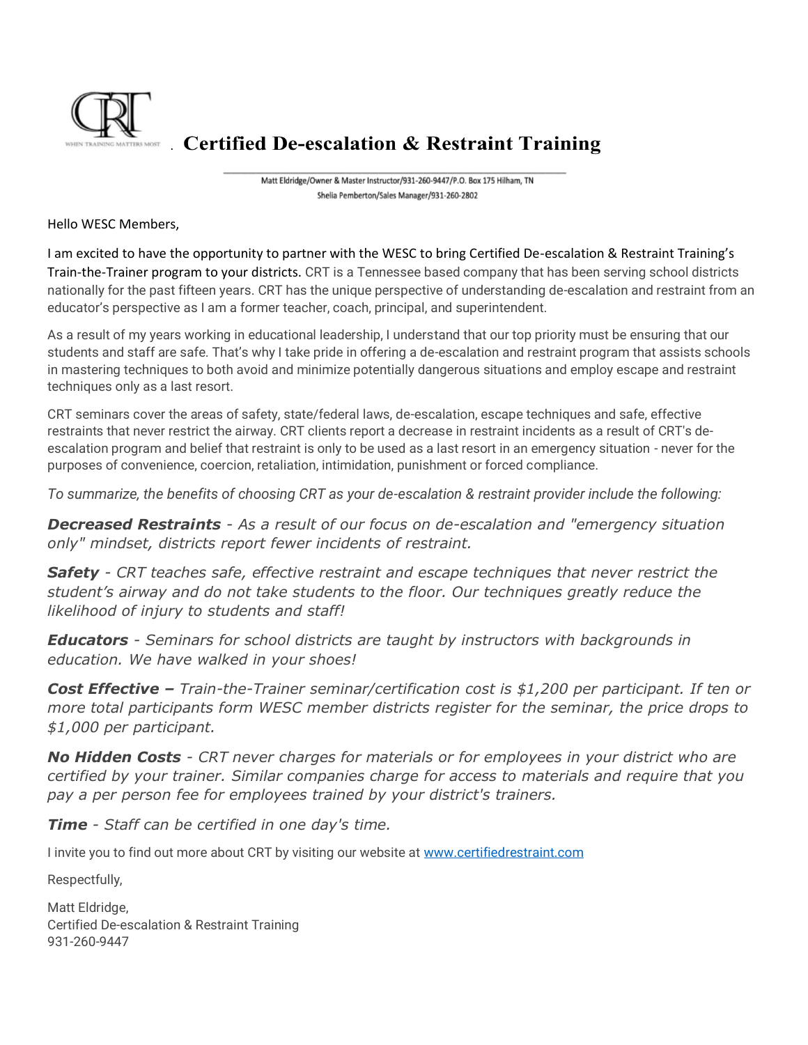# Certified De-escalation & Restraint Training

WHEN TRAINING MATTERS MOST

Matt Eldridge/Owner & Master Instructor/931-260-9447/P.O. Box 175 Hilham, TN
Shelia Pemberton/Sales Manager/931-260-2802

Hello WESC Members,

I am excited to have the opportunity to partner with the WESC to bring Certified De-escalation & Restraint Training's Train-the-Trainer program to your districts. CRT is a Tennessee based company that has been serving school districts nationally for the past fifteen years. CRT has the unique perspective of understanding de-escalation and restraint from an educator's perspective as I am a former teacher, coach, principal, and superintendent.

As a result of my years working in educational leadership, I understand that our top priority must be ensuring that our students and staff are safe. That's why I take pride in offering a de-escalation and restraint program that assists schools in mastering techniques to both avoid and minimize potentially dangerous situations and employ escape and restraint techniques only as a last resort.

CRT seminars cover the areas of safety, state/federal laws, de-escalation, escape techniques and safe, effective restraints that never restrict the airway. CRT clients report a decrease in restraint incidents as a result of CRT's de-escalation program and belief that restraint is only to be used as a last resort in an emergency situation - never for the purposes of convenience, coercion, retaliation, intimidation, punishment or forced compliance.

*To summarize, the benefits of choosing CRT as your de-escalation & restraint provider include the following:*

***Decreased Restraints*** *- As a result of our focus on de-escalation and "emergency situation only" mindset, districts report fewer incidents of restraint.*

***Safety*** *- CRT teaches safe, effective restraint and escape techniques that never restrict the student's airway and do not take students to the floor. Our techniques greatly reduce the likelihood of injury to students and staff!*

***Educators*** *- Seminars for school districts are taught by instructors with backgrounds in education. We have walked in your shoes!*

***Cost Effective –*** *Train-the-Trainer seminar/certification cost is $1,200 per participant. If ten or more total participants form WESC member districts register for the seminar, the price drops to $1,000 per participant.*

***No Hidden Costs*** *- CRT never charges for materials or for employees in your district who are certified by your trainer. Similar companies charge for access to materials and require that you pay a per person fee for employees trained by your district's trainers.*

***Time*** *- Staff can be certified in one day's time.*

I invite you to find out more about CRT by visiting our website at [www.certifiedrestraint.com](http://www.certifiedrestraint.com)

Respectfully,

Matt Eldridge,
Certified De-escalation & Restraint Training
931-260-9447